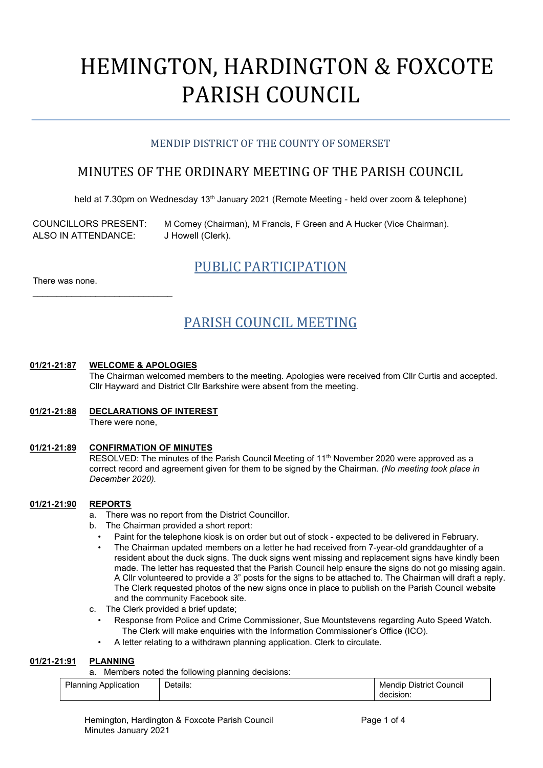# HEMINGTON, HARDINGTON & FOXCOTE PARISH COUNCIL

## MENDIP DISTRICT OF THE COUNTY OF SOMERSET

## MINUTES OF THE ORDINARY MEETING OF THE PARISH COUNCIL

held at 7.30pm on Wednesday 13th January 2021 (Remote Meeting - held over zoom & telephone)

COUNCILLORS PRESENT: M Corney (Chairman), M Francis, F Green and A Hucker (Vice Chairman).
ALSO IN ATTENDANCE: J Howell (Clerk).

## PUBLIC PARTICIPATION

There was none.

---

## PARISH COUNCIL MEETING

**01/21-21:87 WELCOME & APOLOGIES**

The Chairman welcomed members to the meeting. Apologies were received from Cllr Curtis and accepted. Cllr Hayward and District Cllr Barkshire were absent from the meeting.

**01/21-21:88 DECLARATIONS OF INTEREST**

There were none,

**01/21-21:89 CONFIRMATION OF MINUTES**

RESOLVED: The minutes of the Parish Council Meeting of 11th November 2020 were approved as a correct record and agreement given for them to be signed by the Chairman. *(No meeting took place in December 2020).*

**01/21-21:90 REPORTS**

a. There was no report from the District Councillor.

b. The Chairman provided a short report:
   - Paint for the telephone kiosk is on order but out of stock - expected to be delivered in February.
   - The Chairman updated members on a letter he had received from 7-year-old granddaughter of a resident about the duck signs. The duck signs went missing and replacement signs have kindly been made. The letter has requested that the Parish Council help ensure the signs do not go missing again. A Cllr volunteered to provide a 3" posts for the signs to be attached to. The Chairman will draft a reply. The Clerk requested photos of the new signs once in place to publish on the Parish Council website and the community Facebook site.

c. The Clerk provided a brief update;
   - Response from Police and Crime Commissioner, Sue Mountstevens regarding Auto Speed Watch. The Clerk will make enquiries with the Information Commissioner's Office (ICO).
   - A letter relating to a withdrawn planning application. Clerk to circulate.

**01/21-21:91 PLANNING**

a. Members noted the following planning decisions:

| Planning Application | Details: | Mendip District Council decision: |
|---|---|---|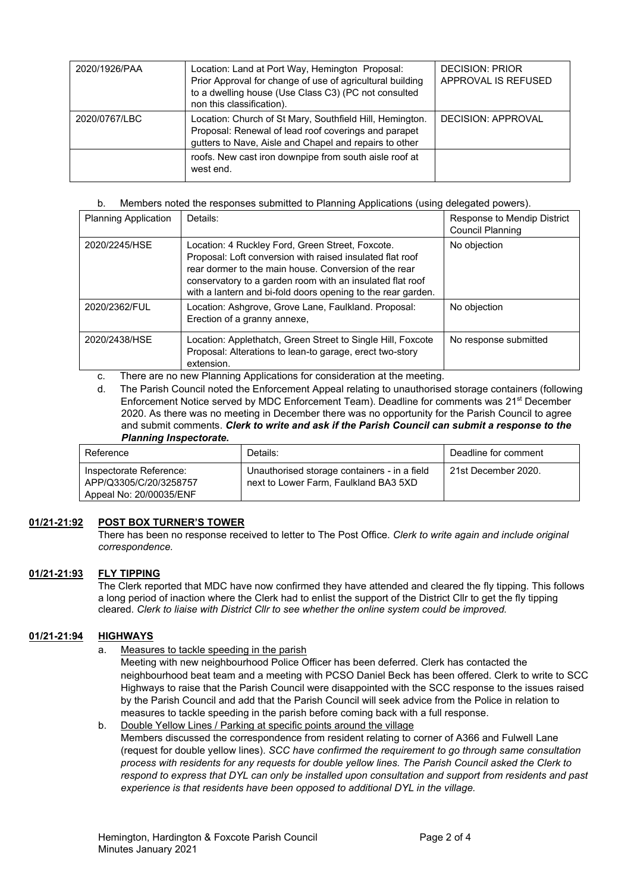| | | |
|---|---|---|
| 2020/1926/PAA | Location: Land at Port Way, Hemington Proposal: Prior Approval for change of use of agricultural building to a dwelling house (Use Class C3) (PC not consulted non this classification). | DECISION: PRIOR APPROVAL IS REFUSED |
| 2020/0767/LBC | Location: Church of St Mary, Southfield Hill, Hemington. Proposal: Renewal of lead roof coverings and parapet gutters to Nave, Aisle and Chapel and repairs to other roofs. New cast iron downpipe from south aisle roof at west end. | DECISION: APPROVAL |

b. Members noted the responses submitted to Planning Applications (using delegated powers).

| Planning Application | Details: | Response to Mendip District Council Planning |
|---|---|---|
| 2020/2245/HSE | Location: 4 Ruckley Ford, Green Street, Foxcote. Proposal: Loft conversion with raised insulated flat roof rear dormer to the main house. Conversion of the rear conservatory to a garden room with an insulated flat roof with a lantern and bi-fold doors opening to the rear garden. | No objection |
| 2020/2362/FUL | Location: Ashgrove, Grove Lane, Faulkland. Proposal: Erection of a granny annexe, | No objection |
| 2020/2438/HSE | Location: Applethatch, Green Street to Single Hill, Foxcote Proposal: Alterations to lean-to garage, erect two-story extension. | No response submitted |

c. There are no new Planning Applications for consideration at the meeting.

d. The Parish Council noted the Enforcement Appeal relating to unauthorised storage containers (following Enforcement Notice served by MDC Enforcement Team). Deadline for comments was 21st December 2020. As there was no meeting in December there was no opportunity for the Parish Council to agree and submit comments. ***Clerk to write and ask if the Parish Council can submit a response to the Planning Inspectorate.***

| Reference | Details: | Deadline for comment |
|---|---|---|
| Inspectorate Reference: APP/Q3305/C/20/3258757 Appeal No: 20/00035/ENF | Unauthorised storage containers - in a field next to Lower Farm, Faulkland BA3 5XD | 21st December 2020. |

**01/21-21:92 POST BOX TURNER'S TOWER**

There has been no response received to letter to The Post Office. *Clerk to write again and include original correspondence.*

**01/21-21:93 FLY TIPPING**

The Clerk reported that MDC have now confirmed they have attended and cleared the fly tipping. This follows a long period of inaction where the Clerk had to enlist the support of the District Cllr to get the fly tipping cleared. *Clerk to liaise with District Cllr to see whether the online system could be improved.*

**01/21-21:94 HIGHWAYS**

a. Measures to tackle speeding in the parish

Meeting with new neighbourhood Police Officer has been deferred. Clerk has contacted the neighbourhood beat team and a meeting with PCSO Daniel Beck has been offered. Clerk to write to SCC Highways to raise that the Parish Council were disappointed with the SCC response to the issues raised by the Parish Council and add that the Parish Council will seek advice from the Police in relation to measures to tackle speeding in the parish before coming back with a full response.

b. Double Yellow Lines / Parking at specific points around the village

Members discussed the correspondence from resident relating to corner of A366 and Fulwell Lane (request for double yellow lines). *SCC have confirmed the requirement to go through same consultation process with residents for any requests for double yellow lines. The Parish Council asked the Clerk to respond to express that DYL can only be installed upon consultation and support from residents and past experience is that residents have been opposed to additional DYL in the village.*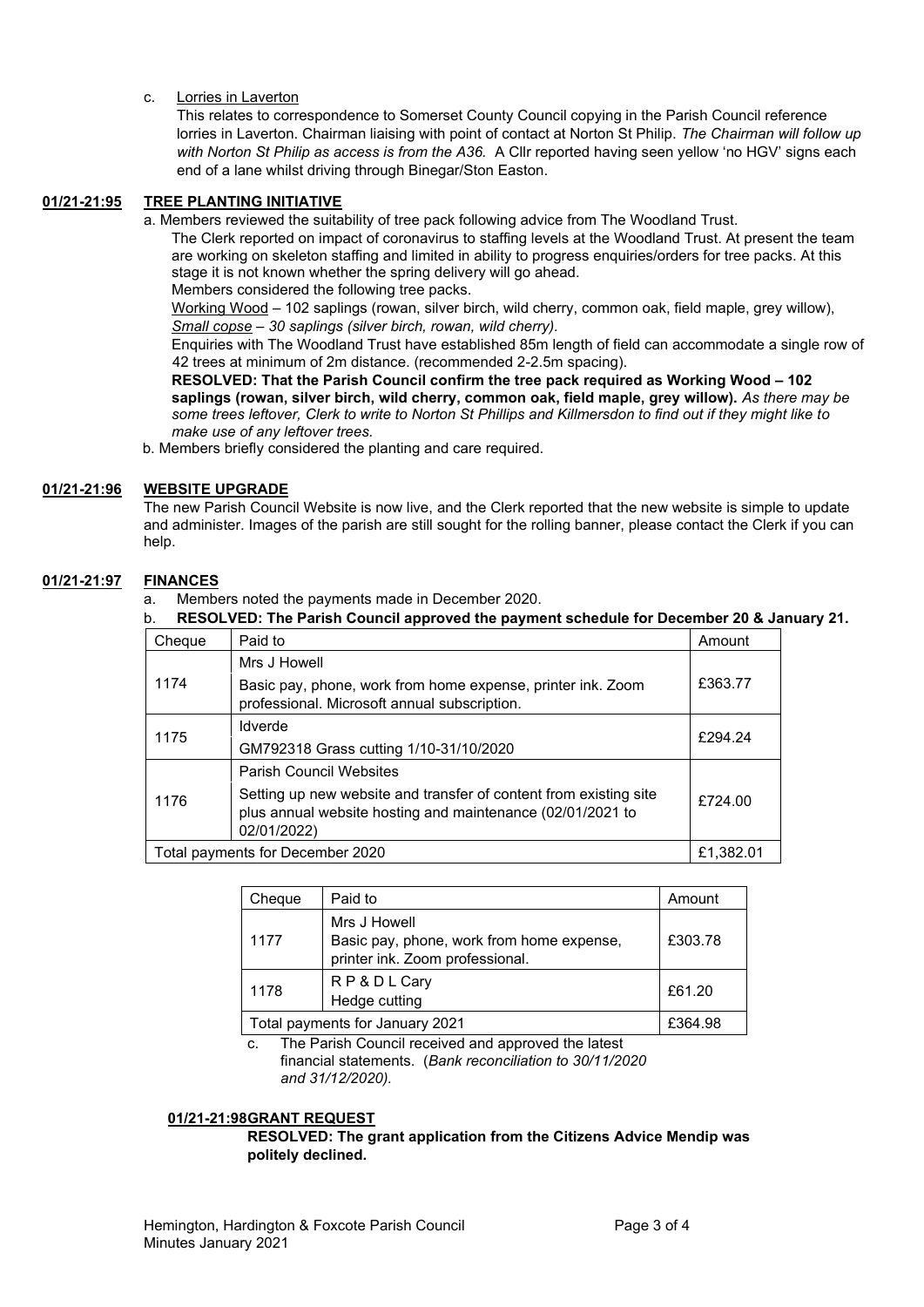c. Lorries in Laverton

This relates to correspondence to Somerset County Council copying in the Parish Council reference lorries in Laverton. Chairman liaising with point of contact at Norton St Philip. *The Chairman will follow up with Norton St Philip as access is from the A36.* A Cllr reported having seen yellow 'no HGV' signs each end of a lane whilst driving through Binegar/Ston Easton.

## 01/21-21:95 TREE PLANTING INITIATIVE

a. Members reviewed the suitability of tree pack following advice from The Woodland Trust.

The Clerk reported on impact of coronavirus to staffing levels at the Woodland Trust. At present the team are working on skeleton staffing and limited in ability to progress enquiries/orders for tree packs. At this stage it is not known whether the spring delivery will go ahead.

Members considered the following tree packs.

Working Wood – 102 saplings (rowan, silver birch, wild cherry, common oak, field maple, grey willow), *Small copse – 30 saplings (silver birch, rowan, wild cherry).*

Enquiries with The Woodland Trust have established 85m length of field can accommodate a single row of 42 trees at minimum of 2m distance. (recommended 2-2.5m spacing).

**RESOLVED: That the Parish Council confirm the tree pack required as Working Wood – 102 saplings (rowan, silver birch, wild cherry, common oak, field maple, grey willow).** *As there may be some trees leftover, Clerk to write to Norton St Phillips and Killmersdon to find out if they might like to make use of any leftover trees.*

b. Members briefly considered the planting and care required.

## 01/21-21:96 WEBSITE UPGRADE

The new Parish Council Website is now live, and the Clerk reported that the new website is simple to update and administer. Images of the parish are still sought for the rolling banner, please contact the Clerk if you can help.

## 01/21-21:97 FINANCES

a. Members noted the payments made in December 2020.

b. **RESOLVED: The Parish Council approved the payment schedule for December 20 & January 21.**

| Cheque | Paid to | Amount |
|---|---|---|
| 1174 | Mrs J Howell<br>Basic pay, phone, work from home expense, printer ink. Zoom professional. Microsoft annual subscription. | £363.77 |
| 1175 | Idverde<br>GM792318 Grass cutting 1/10-31/10/2020 | £294.24 |
| 1176 | Parish Council Websites<br>Setting up new website and transfer of content from existing site plus annual website hosting and maintenance (02/01/2021 to 02/01/2022) | £724.00 |
| Total payments for December 2020 | | £1,382.01 |

| Cheque | Paid to | Amount |
|---|---|---|
| 1177 | Mrs J Howell<br>Basic pay, phone, work from home expense, printer ink. Zoom professional. | £303.78 |
| 1178 | R P & D L Cary<br>Hedge cutting | £61.20 |
| Total payments for January 2021 | | £364.98 |

c. The Parish Council received and approved the latest financial statements. (*Bank reconciliation to 30/11/2020 and 31/12/2020).*

## 01/21-21:98 GRANT REQUEST

**RESOLVED: The grant application from the Citizens Advice Mendip was politely declined.**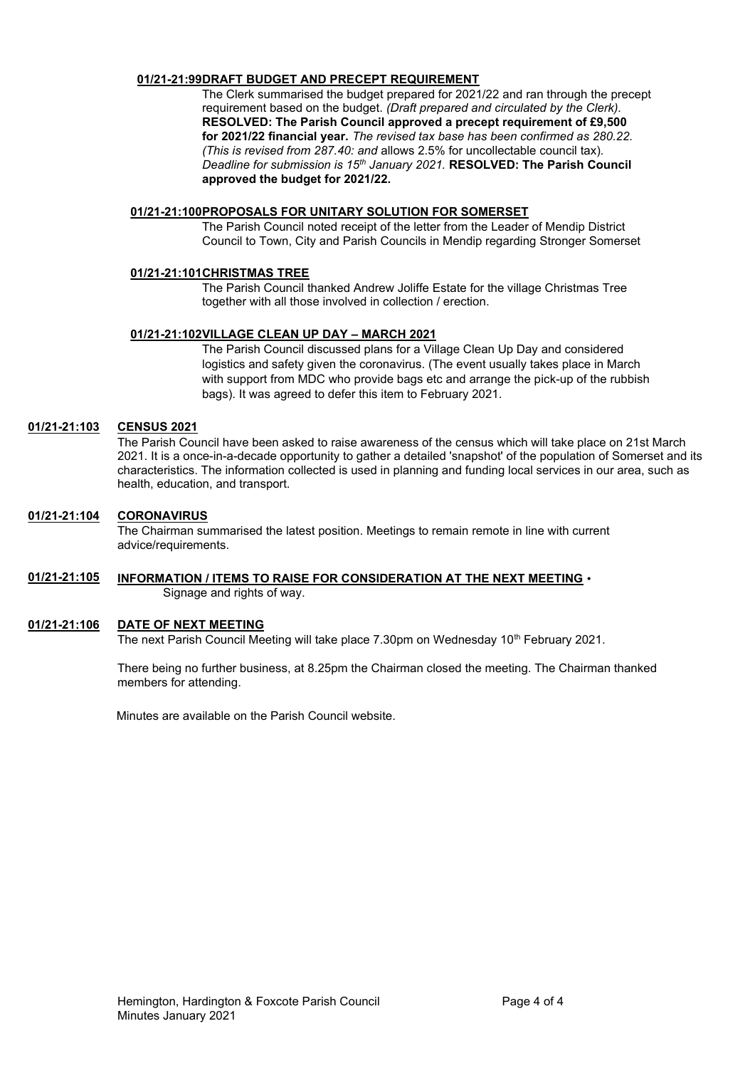**01/21-21:99 DRAFT BUDGET AND PRECEPT REQUIREMENT**

The Clerk summarised the budget prepared for 2021/22 and ran through the precept requirement based on the budget. *(Draft prepared and circulated by the Clerk).* **RESOLVED: The Parish Council approved a precept requirement of £9,500 for 2021/22 financial year.** *The revised tax base has been confirmed as 280.22. (This is revised from 287.40: and* allows 2.5% for uncollectable council tax). *Deadline for submission is 15th January 2021.* **RESOLVED: The Parish Council approved the budget for 2021/22.**

**01/21-21:100 PROPOSALS FOR UNITARY SOLUTION FOR SOMERSET**

The Parish Council noted receipt of the letter from the Leader of Mendip District Council to Town, City and Parish Councils in Mendip regarding Stronger Somerset

**01/21-21:101 CHRISTMAS TREE**

The Parish Council thanked Andrew Joliffe Estate for the village Christmas Tree together with all those involved in collection / erection.

**01/21-21:102 VILLAGE CLEAN UP DAY – MARCH 2021**

The Parish Council discussed plans for a Village Clean Up Day and considered logistics and safety given the coronavirus. (The event usually takes place in March with support from MDC who provide bags etc and arrange the pick-up of the rubbish bags). It was agreed to defer this item to February 2021.

**01/21-21:103 CENSUS 2021**

The Parish Council have been asked to raise awareness of the census which will take place on 21st March 2021. It is a once-in-a-decade opportunity to gather a detailed 'snapshot' of the population of Somerset and its characteristics. The information collected is used in planning and funding local services in our area, such as health, education, and transport.

**01/21-21:104 CORONAVIRUS**

The Chairman summarised the latest position. Meetings to remain remote in line with current advice/requirements.

**01/21-21:105 INFORMATION / ITEMS TO RAISE FOR CONSIDERATION AT THE NEXT MEETING**

- Signage and rights of way.

**01/21-21:106 DATE OF NEXT MEETING**

The next Parish Council Meeting will take place 7.30pm on Wednesday 10th February 2021.

There being no further business, at 8.25pm the Chairman closed the meeting. The Chairman thanked members for attending.

Minutes are available on the Parish Council website.